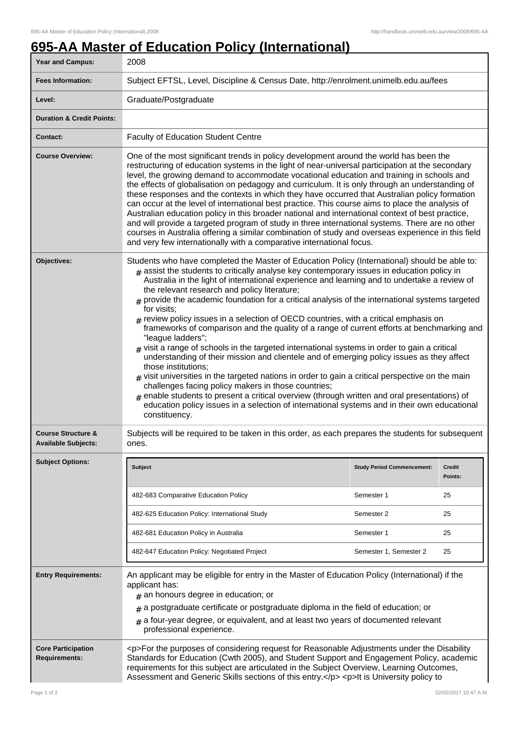# 695-AA Master of Education Policy (International)

| | |
|---|---|
| **Year and Campus:** | 2008 |
| **Fees Information:** | Subject EFTSL, Level, Discipline & Census Date, http://enrolment.unimelb.edu.au/fees |
| **Level:** | Graduate/Postgraduate |
| **Duration & Credit Points:** | |
| **Contact:** | Faculty of Education Student Centre |

**Course Overview:**

One of the most significant trends in policy development around the world has been the restructuring of education systems in the light of near-universal participation at the secondary level, the growing demand to accommodate vocational education and training in schools and the effects of globalisation on pedagogy and curriculum. It is only through an understanding of these responses and the contexts in which they have occurred that Australian policy formation can occur at the level of international best practice. This course aims to place the analysis of Australian education policy in this broader national and international context of best practice, and will provide a targeted program of study in three international systems. There are no other courses in Australia offering a similar combination of study and overseas experience in this field and very few internationally with a comparative international focus.

**Objectives:**

Students who have completed the Master of Education Policy (International) should be able to:

- assist the students to critically analyse key contemporary issues in education policy in Australia in the light of international experience and learning and to undertake a review of the relevant research and policy literature;
- provide the academic foundation for a critical analysis of the international systems targeted for visits;
- review policy issues in a selection of OECD countries, with a critical emphasis on frameworks of comparison and the quality of a range of current efforts at benchmarking and "league ladders";
- visit a range of schools in the targeted international systems in order to gain a critical understanding of their mission and clientele and of emerging policy issues as they affect those institutions;
- visit universities in the targeted nations in order to gain a critical perspective on the main challenges facing policy makers in those countries;
- enable students to present a critical overview (through written and oral presentations) of education policy issues in a selection of international systems and in their own educational constituency.

**Course Structure & Available Subjects:**

Subjects will be required to be taken in this order, as each prepares the students for subsequent ones.

**Subject Options:**

| Subject | Study Period Commencement: | Credit Points: |
|---|---|---|
| 482-683 Comparative Education Policy | Semester 1 | 25 |
| 482-625 Education Policy: International Study | Semester 2 | 25 |
| 482-681 Education Policy in Australia | Semester 1 | 25 |
| 482-647 Education Policy: Negotiated Project | Semester 1, Semester 2 | 25 |

**Entry Requirements:**

An applicant may be eligible for entry in the Master of Education Policy (International) if the applicant has:

- an honours degree in education; or
- a postgraduate certificate or postgraduate diploma in the field of education; or
- a four-year degree, or equivalent, and at least two years of documented relevant professional experience.

**Core Participation Requirements:**

<p>For the purposes of considering request for Reasonable Adjustments under the Disability Standards for Education (Cwth 2005), and Student Support and Engagement Policy, academic requirements for this subject are articulated in the Subject Overview, Learning Outcomes, Assessment and Generic Skills sections of this entry.</p> <p>It is University policy to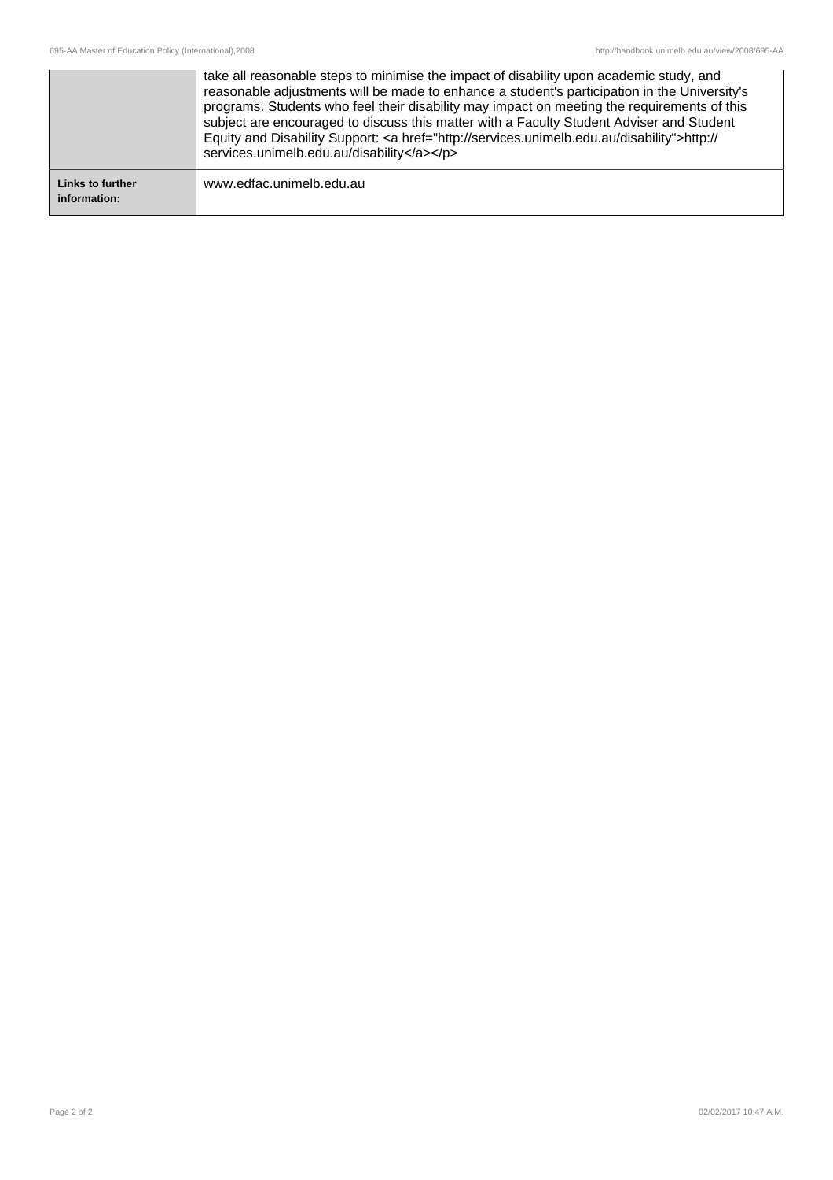| | |
|---|---|
| | take all reasonable steps to minimise the impact of disability upon academic study, and reasonable adjustments will be made to enhance a student's participation in the University's programs. Students who feel their disability may impact on meeting the requirements of this subject are encouraged to discuss this matter with a Faculty Student Adviser and Student Equity and Disability Support: <a href="http://services.unimelb.edu.au/disability">http://services.unimelb.edu.au/disability</a></p> |
| **Links to further information:** | www.edfac.unimelb.edu.au |